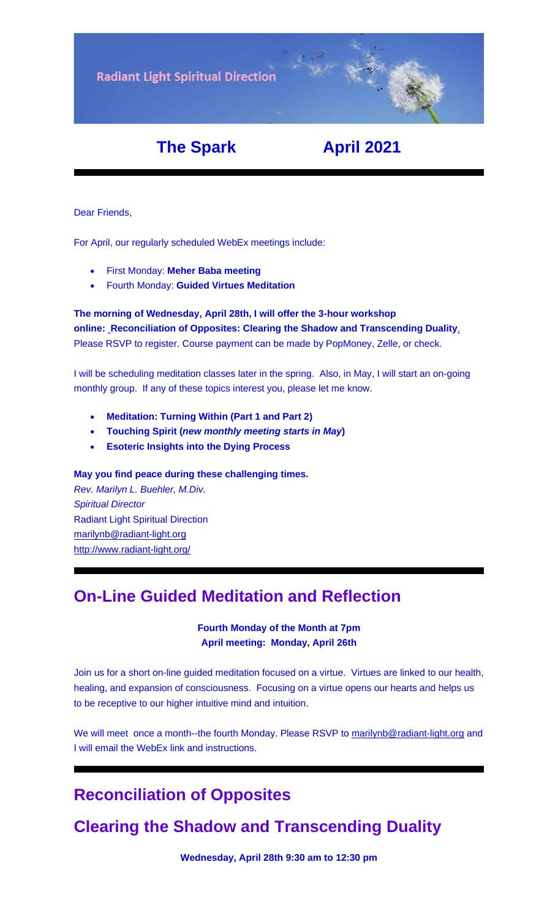Radiant Light Spiritual Direction

# The Spark April 2021

Dear Friends,

For April, our regularly scheduled WebEx meetings include:

- First Monday: **Meher Baba meeting**
- Fourth Monday: **Guided Virtues Meditation**

**The morning of Wednesday, April 28th, I will offer the 3-hour workshop online: Reconciliation of Opposites: Clearing the Shadow and Transcending Duality**. Please RSVP to register. Course payment can be made by PopMoney, Zelle, or check.

I will be scheduling meditation classes later in the spring. Also, in May, I will start an on-going monthly group. If any of these topics interest you, please let me know.

- **Meditation: Turning Within (Part 1 and Part 2)**
- **Touching Spirit (*new monthly meeting starts in May*)**
- **Esoteric Insights into the Dying Process**

**May you find peace during these challenging times.**
*Rev. Marilyn L. Buehler, M.Div.*
*Spiritual Director*
Radiant Light Spiritual Direction
marilynb@radiant-light.org
http://www.radiant-light.org/

## On-Line Guided Meditation and Reflection

**Fourth Monday of the Month at 7pm**
**April meeting: Monday, April 26th**

Join us for a short on-line guided meditation focused on a virtue. Virtues are linked to our health, healing, and expansion of consciousness. Focusing on a virtue opens our hearts and helps us to be receptive to our higher intuitive mind and intuition.

We will meet once a month--the fourth Monday. Please RSVP to marilynb@radiant-light.org and I will email the WebEx link and instructions.

## Reconciliation of Opposites

## Clearing the Shadow and Transcending Duality

**Wednesday, April 28th 9:30 am to 12:30 pm**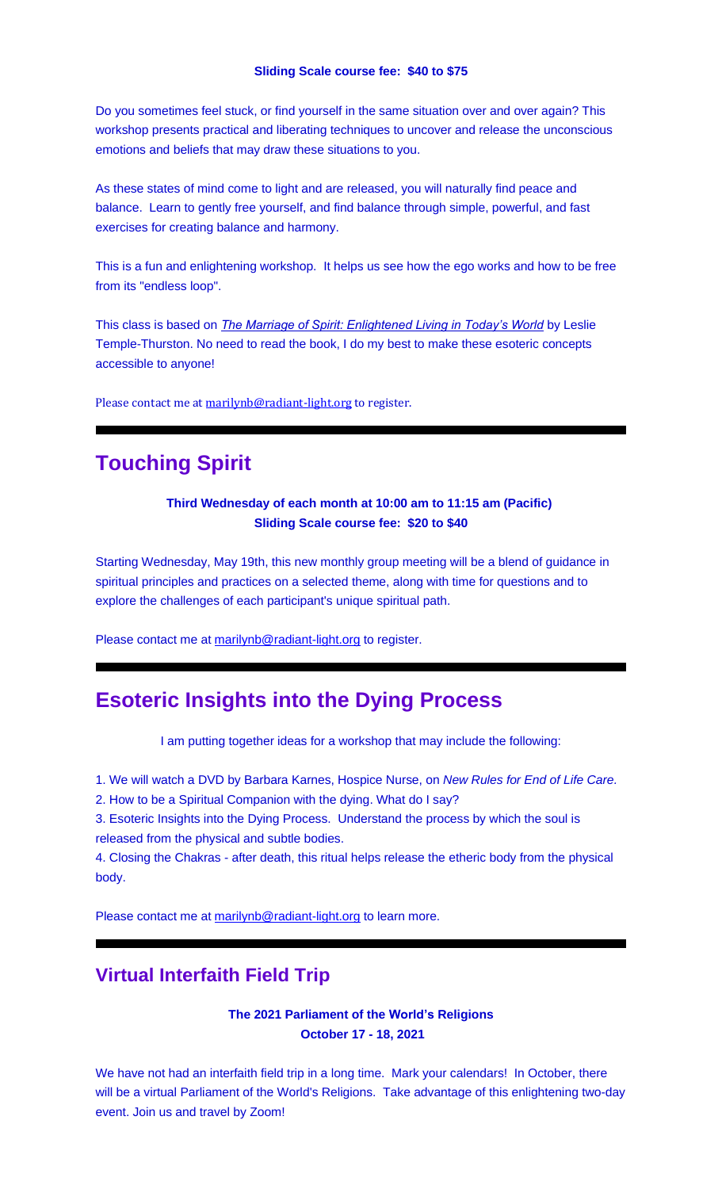**Sliding Scale course fee: $40 to $75**

Do you sometimes feel stuck, or find yourself in the same situation over and over again? This workshop presents practical and liberating techniques to uncover and release the unconscious emotions and beliefs that may draw these situations to you.

As these states of mind come to light and are released, you will naturally find peace and balance. Learn to gently free yourself, and find balance through simple, powerful, and fast exercises for creating balance and harmony.

This is a fun and enlightening workshop. It helps us see how the ego works and how to be free from its "endless loop".

This class is based on *The Marriage of Spirit: Enlightened Living in Today's World* by Leslie Temple-Thurston. No need to read the book, I do my best to make these esoteric concepts accessible to anyone!

Please contact me at marilynb@radiant-light.org to register.

---

## Touching Spirit

**Third Wednesday of each month at 10:00 am to 11:15 am (Pacific)**
**Sliding Scale course fee: $20 to $40**

Starting Wednesday, May 19th, this new monthly group meeting will be a blend of guidance in spiritual principles and practices on a selected theme, along with time for questions and to explore the challenges of each participant's unique spiritual path.

Please contact me at marilynb@radiant-light.org to register.

---

## Esoteric Insights into the Dying Process

I am putting together ideas for a workshop that may include the following:

1. We will watch a DVD by Barbara Karnes, Hospice Nurse, on *New Rules for End of Life Care.*
2. How to be a Spiritual Companion with the dying. What do I say?
3. Esoteric Insights into the Dying Process. Understand the process by which the soul is released from the physical and subtle bodies.
4. Closing the Chakras - after death, this ritual helps release the etheric body from the physical body.

Please contact me at marilynb@radiant-light.org to learn more.

---

### Virtual Interfaith Field Trip

**The 2021 Parliament of the World's Religions**
**October 17 - 18, 2021**

We have not had an interfaith field trip in a long time. Mark your calendars! In October, there will be a virtual Parliament of the World's Religions. Take advantage of this enlightening two-day event. Join us and travel by Zoom!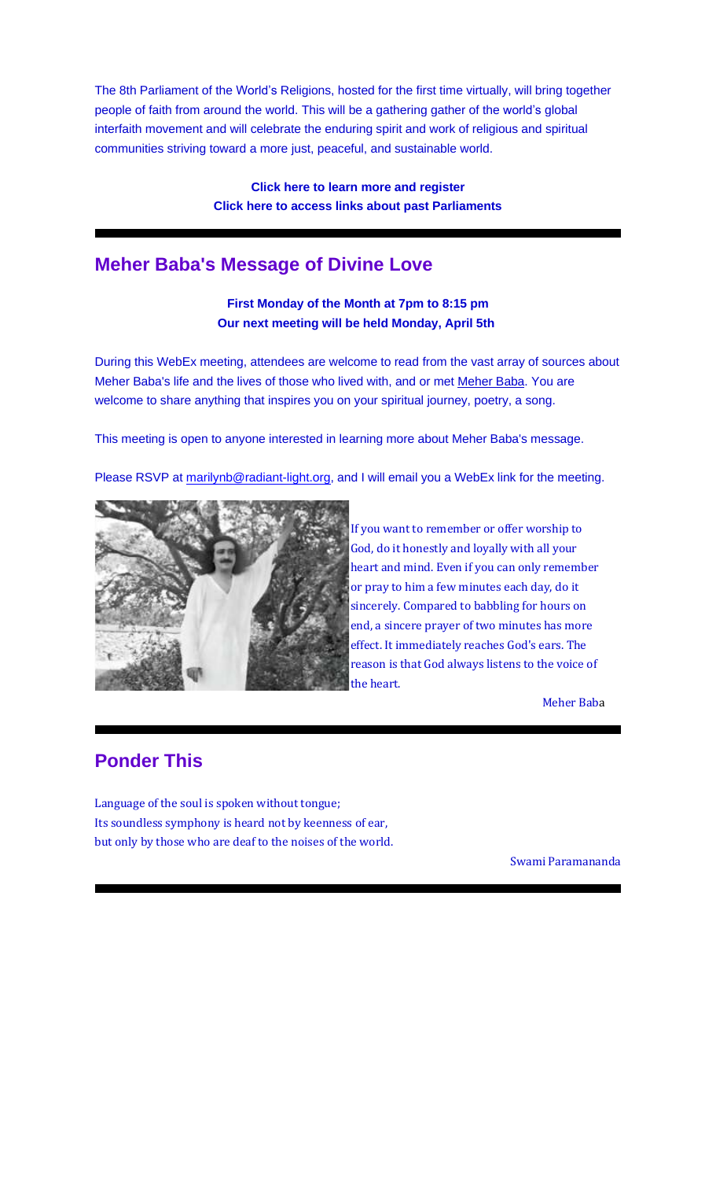The 8th Parliament of the World's Religions, hosted for the first time virtually, will bring together people of faith from around the world. This will be a gathering gather of the world's global interfaith movement and will celebrate the enduring spirit and work of religious and spiritual communities striving toward a more just, peaceful, and sustainable world.

**Click here to learn more and register**
**Click here to access links about past Parliaments**

---

## Meher Baba's Message of Divine Love

**First Monday of the Month at 7pm to 8:15 pm**
**Our next meeting will be held Monday, April 5th**

During this WebEx meeting, attendees are welcome to read from the vast array of sources about Meher Baba's life and the lives of those who lived with, and or met Meher Baba. You are welcome to share anything that inspires you on your spiritual journey, poetry, a song.

This meeting is open to anyone interested in learning more about Meher Baba's message.

Please RSVP at marilynb@radiant-light.org, and I will email you a WebEx link for the meeting.

If you want to remember or offer worship to God, do it honestly and loyally with all your heart and mind. Even if you can only remember or pray to him a few minutes each day, do it sincerely. Compared to babbling for hours on end, a sincere prayer of two minutes has more effect. It immediately reaches God's ears. The reason is that God always listens to the voice of the heart.

Meher Baba

---

## Ponder This

Language of the soul is spoken without tongue;
Its soundless symphony is heard not by keenness of ear,
but only by those who are deaf to the noises of the world.

Swami Paramananda

---